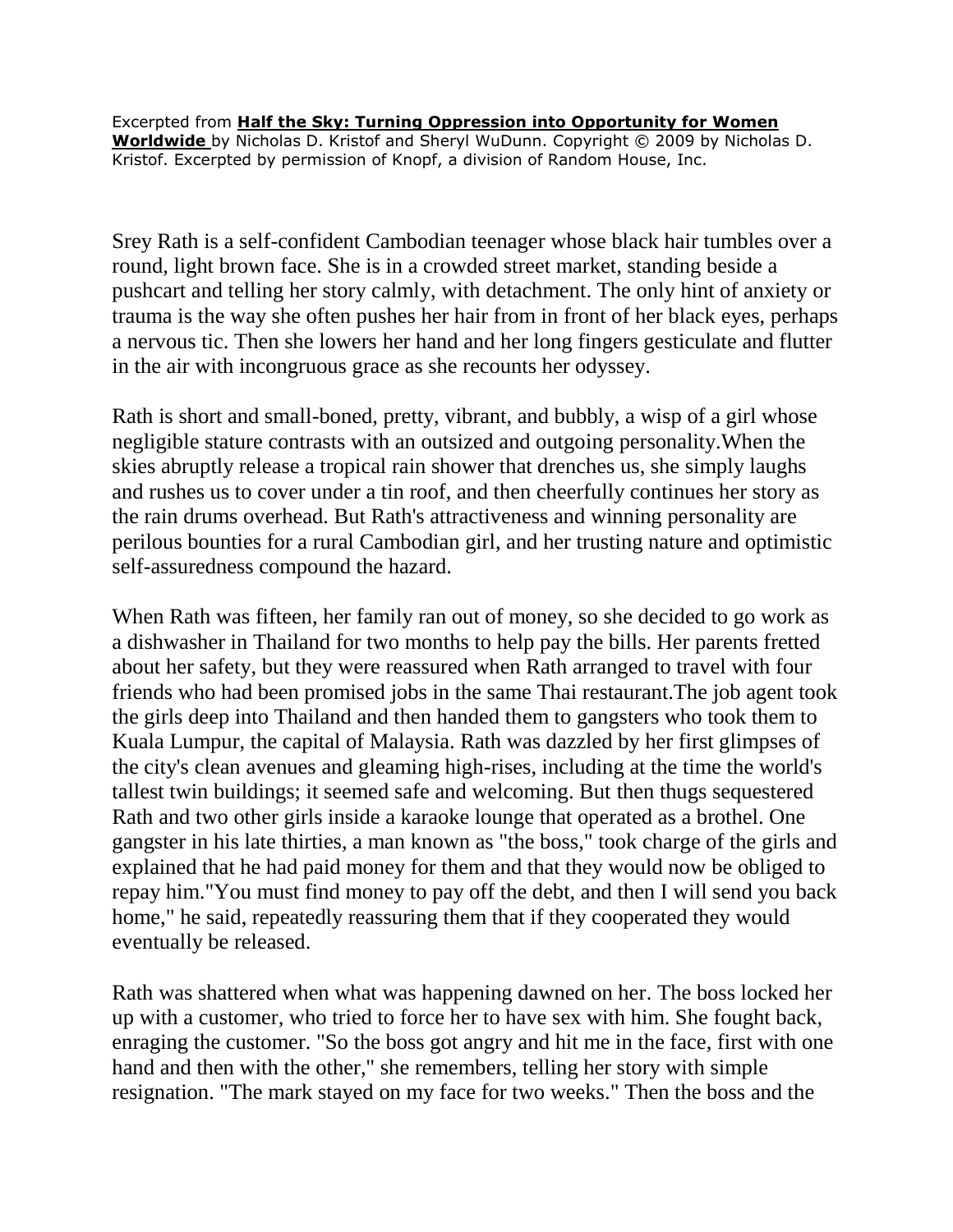Excerpted from **Half the Sky: Turning Oppression into Opportunity for Women Worldwide** by Nicholas D. Kristof and Sheryl WuDunn. Copyright © 2009 by Nicholas D. Kristof. Excerpted by permission of Knopf, a division of Random House, Inc.

Srey Rath is a self-confident Cambodian teenager whose black hair tumbles over a round, light brown face. She is in a crowded street market, standing beside a pushcart and telling her story calmly, with detachment. The only hint of anxiety or trauma is the way she often pushes her hair from in front of her black eyes, perhaps a nervous tic. Then she lowers her hand and her long fingers gesticulate and flutter in the air with incongruous grace as she recounts her odyssey.

Rath is short and small-boned, pretty, vibrant, and bubbly, a wisp of a girl whose negligible stature contrasts with an outsized and outgoing personality.When the skies abruptly release a tropical rain shower that drenches us, she simply laughs and rushes us to cover under a tin roof, and then cheerfully continues her story as the rain drums overhead. But Rath's attractiveness and winning personality are perilous bounties for a rural Cambodian girl, and her trusting nature and optimistic self-assuredness compound the hazard.

When Rath was fifteen, her family ran out of money, so she decided to go work as a dishwasher in Thailand for two months to help pay the bills. Her parents fretted about her safety, but they were reassured when Rath arranged to travel with four friends who had been promised jobs in the same Thai restaurant.The job agent took the girls deep into Thailand and then handed them to gangsters who took them to Kuala Lumpur, the capital of Malaysia. Rath was dazzled by her first glimpses of the city's clean avenues and gleaming high-rises, including at the time the world's tallest twin buildings; it seemed safe and welcoming. But then thugs sequestered Rath and two other girls inside a karaoke lounge that operated as a brothel. One gangster in his late thirties, a man known as "the boss," took charge of the girls and explained that he had paid money for them and that they would now be obliged to repay him."You must find money to pay off the debt, and then I will send you back home," he said, repeatedly reassuring them that if they cooperated they would eventually be released.

Rath was shattered when what was happening dawned on her. The boss locked her up with a customer, who tried to force her to have sex with him. She fought back, enraging the customer. "So the boss got angry and hit me in the face, first with one hand and then with the other," she remembers, telling her story with simple resignation. "The mark stayed on my face for two weeks." Then the boss and the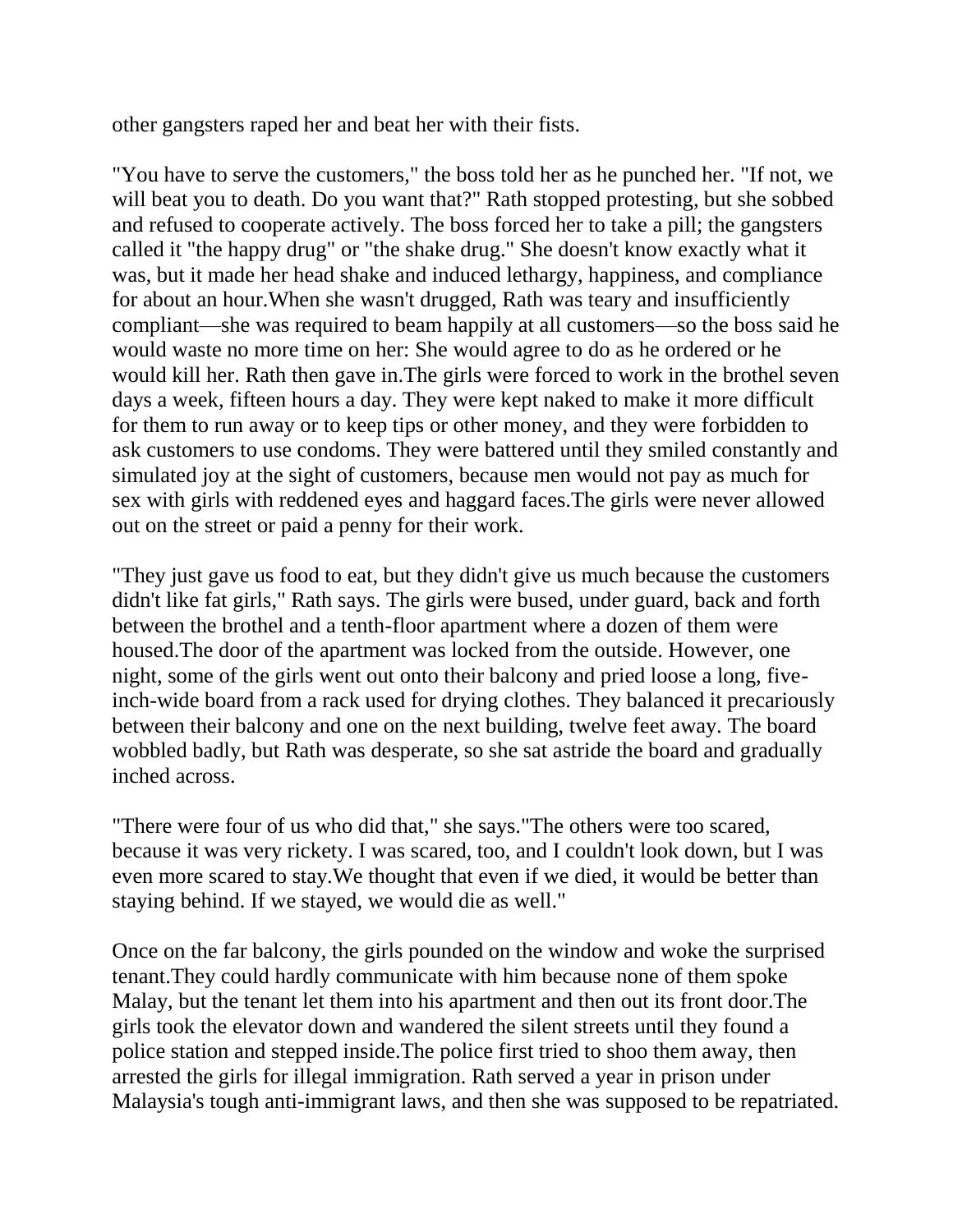other gangsters raped her and beat her with their fists.

"You have to serve the customers," the boss told her as he punched her. "If not, we will beat you to death. Do you want that?" Rath stopped protesting, but she sobbed and refused to cooperate actively. The boss forced her to take a pill; the gangsters called it "the happy drug" or "the shake drug." She doesn't know exactly what it was, but it made her head shake and induced lethargy, happiness, and compliance for about an hour.When she wasn't drugged, Rath was teary and insufficiently compliant—she was required to beam happily at all customers—so the boss said he would waste no more time on her: She would agree to do as he ordered or he would kill her. Rath then gave in.The girls were forced to work in the brothel seven days a week, fifteen hours a day. They were kept naked to make it more difficult for them to run away or to keep tips or other money, and they were forbidden to ask customers to use condoms. They were battered until they smiled constantly and simulated joy at the sight of customers, because men would not pay as much for sex with girls with reddened eyes and haggard faces.The girls were never allowed out on the street or paid a penny for their work.

"They just gave us food to eat, but they didn't give us much because the customers didn't like fat girls," Rath says. The girls were bused, under guard, back and forth between the brothel and a tenth-floor apartment where a dozen of them were housed.The door of the apartment was locked from the outside. However, one night, some of the girls went out onto their balcony and pried loose a long, five-inch-wide board from a rack used for drying clothes. They balanced it precariously between their balcony and one on the next building, twelve feet away. The board wobbled badly, but Rath was desperate, so she sat astride the board and gradually inched across.

"There were four of us who did that," she says."The others were too scared, because it was very rickety. I was scared, too, and I couldn't look down, but I was even more scared to stay.We thought that even if we died, it would be better than staying behind. If we stayed, we would die as well."

Once on the far balcony, the girls pounded on the window and woke the surprised tenant.They could hardly communicate with him because none of them spoke Malay, but the tenant let them into his apartment and then out its front door.The girls took the elevator down and wandered the silent streets until they found a police station and stepped inside.The police first tried to shoo them away, then arrested the girls for illegal immigration. Rath served a year in prison under Malaysia's tough anti-immigrant laws, and then she was supposed to be repatriated.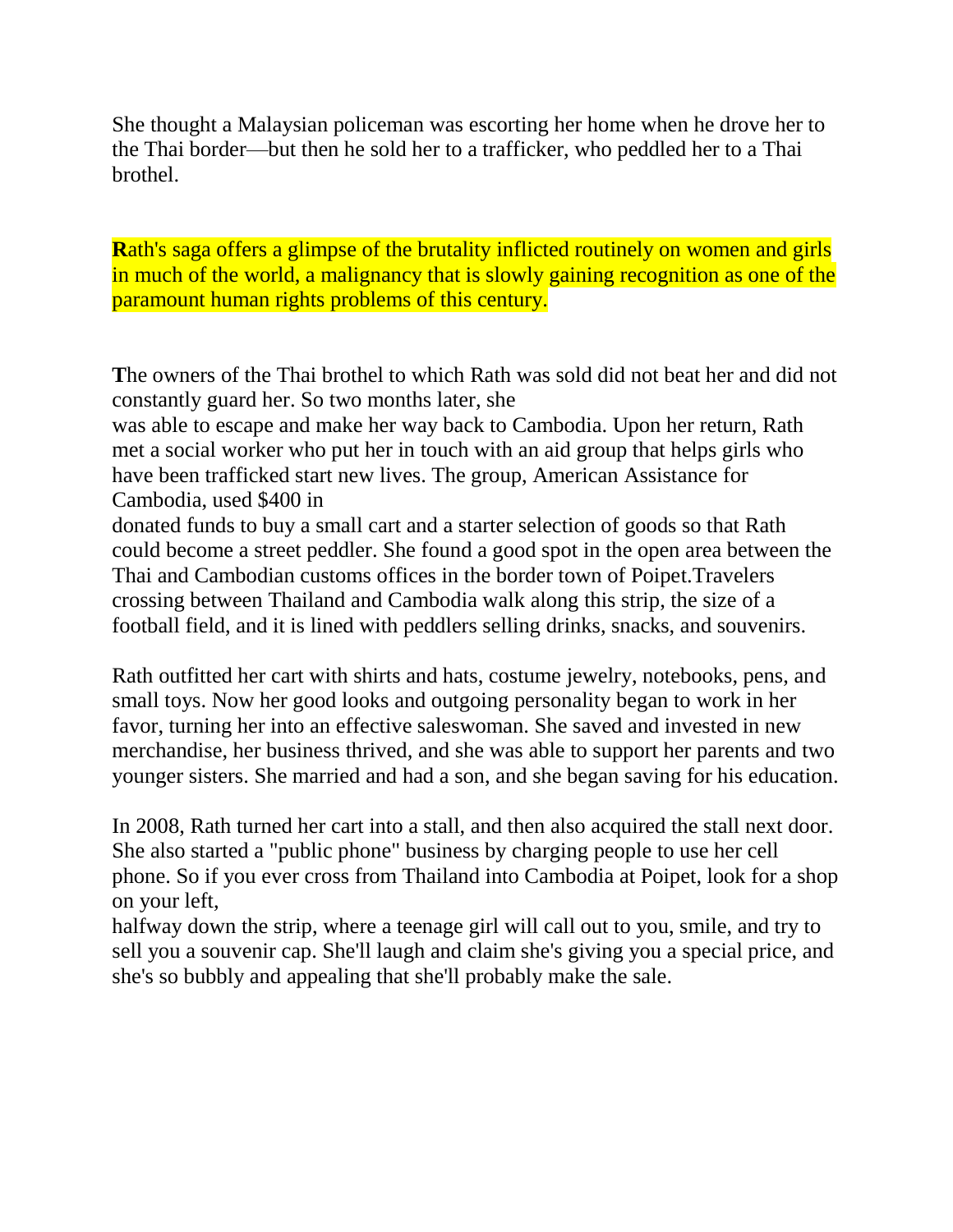She thought a Malaysian policeman was escorting her home when he drove her to the Thai border—but then he sold her to a trafficker, who peddled her to a Thai brothel.

**R**ath's saga offers a glimpse of the brutality inflicted routinely on women and girls in much of the world, a malignancy that is slowly gaining recognition as one of the paramount human rights problems of this century.

**T**he owners of the Thai brothel to which Rath was sold did not beat her and did not constantly guard her. So two months later, she was able to escape and make her way back to Cambodia. Upon her return, Rath met a social worker who put her in touch with an aid group that helps girls who have been trafficked start new lives. The group, American Assistance for Cambodia, used $400 in donated funds to buy a small cart and a starter selection of goods so that Rath could become a street peddler. She found a good spot in the open area between the Thai and Cambodian customs offices in the border town of Poipet.Travelers crossing between Thailand and Cambodia walk along this strip, the size of a football field, and it is lined with peddlers selling drinks, snacks, and souvenirs.

Rath outfitted her cart with shirts and hats, costume jewelry, notebooks, pens, and small toys. Now her good looks and outgoing personality began to work in her favor, turning her into an effective saleswoman. She saved and invested in new merchandise, her business thrived, and she was able to support her parents and two younger sisters. She married and had a son, and she began saving for his education.

In 2008, Rath turned her cart into a stall, and then also acquired the stall next door. She also started a "public phone" business by charging people to use her cell phone. So if you ever cross from Thailand into Cambodia at Poipet, look for a shop on your left, halfway down the strip, where a teenage girl will call out to you, smile, and try to sell you a souvenir cap. She'll laugh and claim she's giving you a special price, and she's so bubbly and appealing that she'll probably make the sale.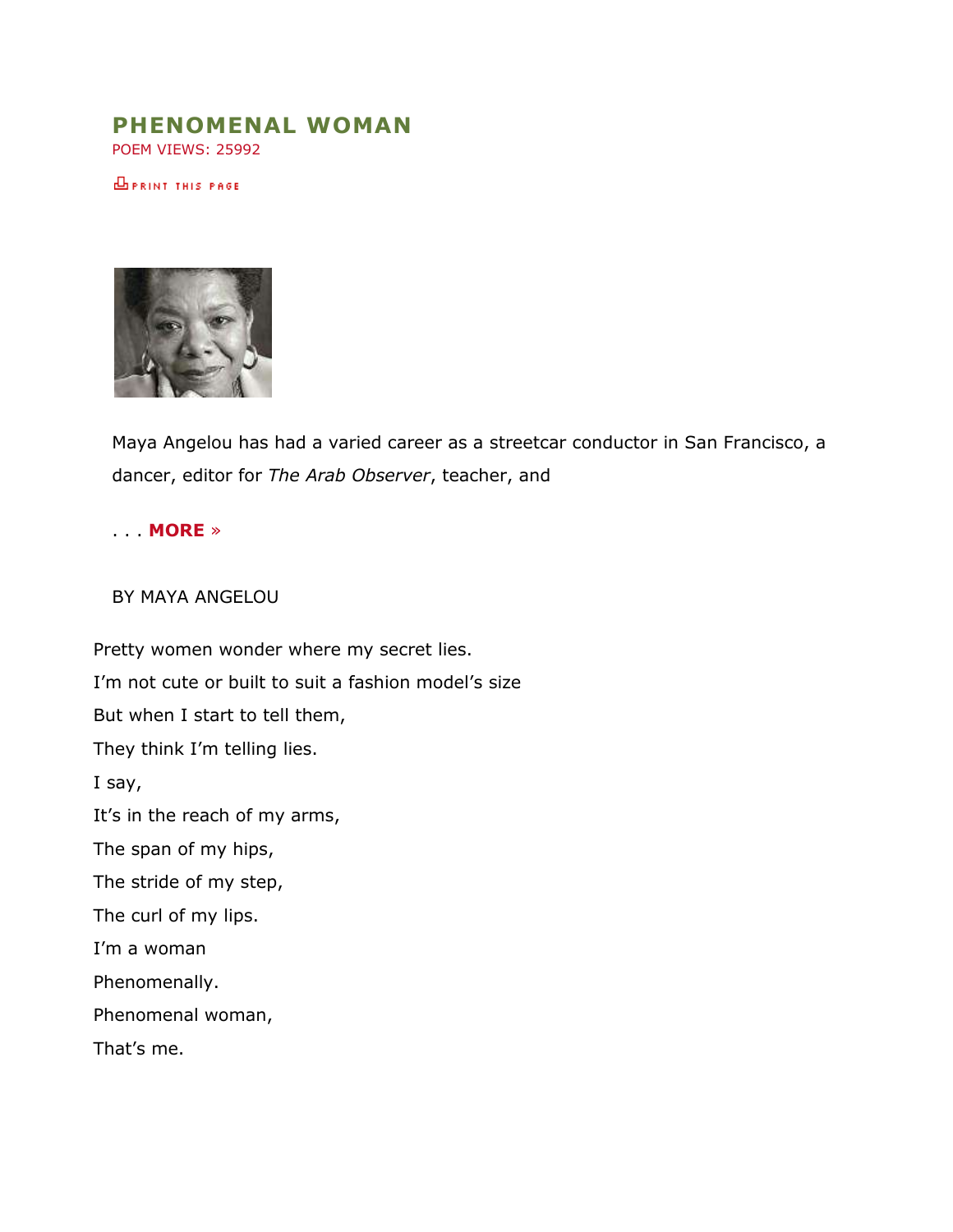# PHENOMENAL WOMAN

POEM VIEWS: 25992

PRINT THIS PAGE

Maya Angelou has had a varied career as a streetcar conductor in San Francisco, a dancer, editor for *The Arab Observer*, teacher, and

. . . **MORE** »

BY MAYA ANGELOU

Pretty women wonder where my secret lies.  
I'm not cute or built to suit a fashion model's size  
But when I start to tell them,  
They think I'm telling lies.  
I say,  
It's in the reach of my arms,  
The span of my hips,  
The stride of my step,  
The curl of my lips.  
I'm a woman  
Phenomenally.  
Phenomenal woman,  
That's me.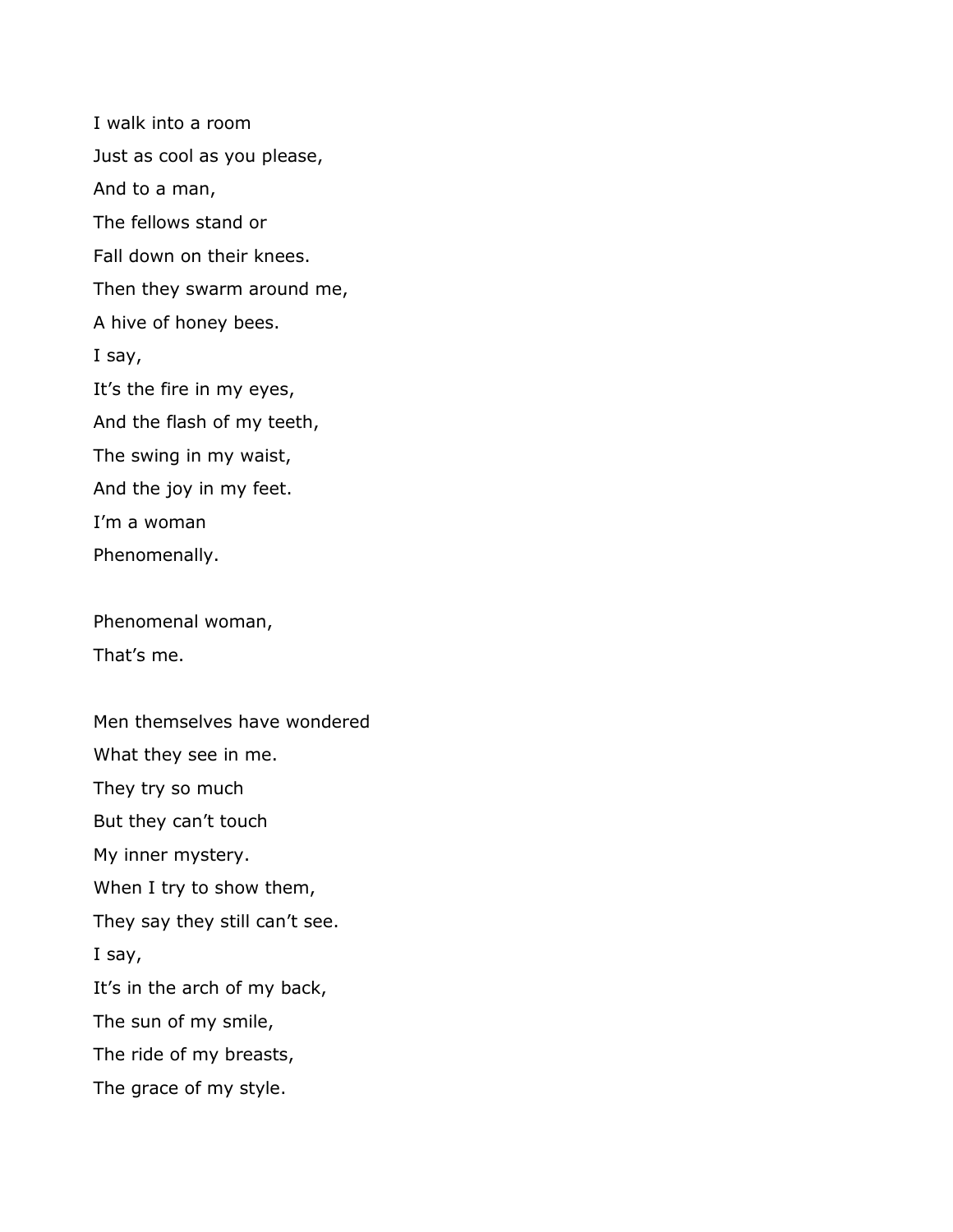I walk into a room
Just as cool as you please,
And to a man,
The fellows stand or
Fall down on their knees.
Then they swarm around me,
A hive of honey bees.
I say,
It's the fire in my eyes,
And the flash of my teeth,
The swing in my waist,
And the joy in my feet.
I'm a woman
Phenomenally.

Phenomenal woman,
That's me.

Men themselves have wondered
What they see in me.
They try so much
But they can't touch
My inner mystery.
When I try to show them,
They say they still can't see.
I say,
It's in the arch of my back,
The sun of my smile,
The ride of my breasts,
The grace of my style.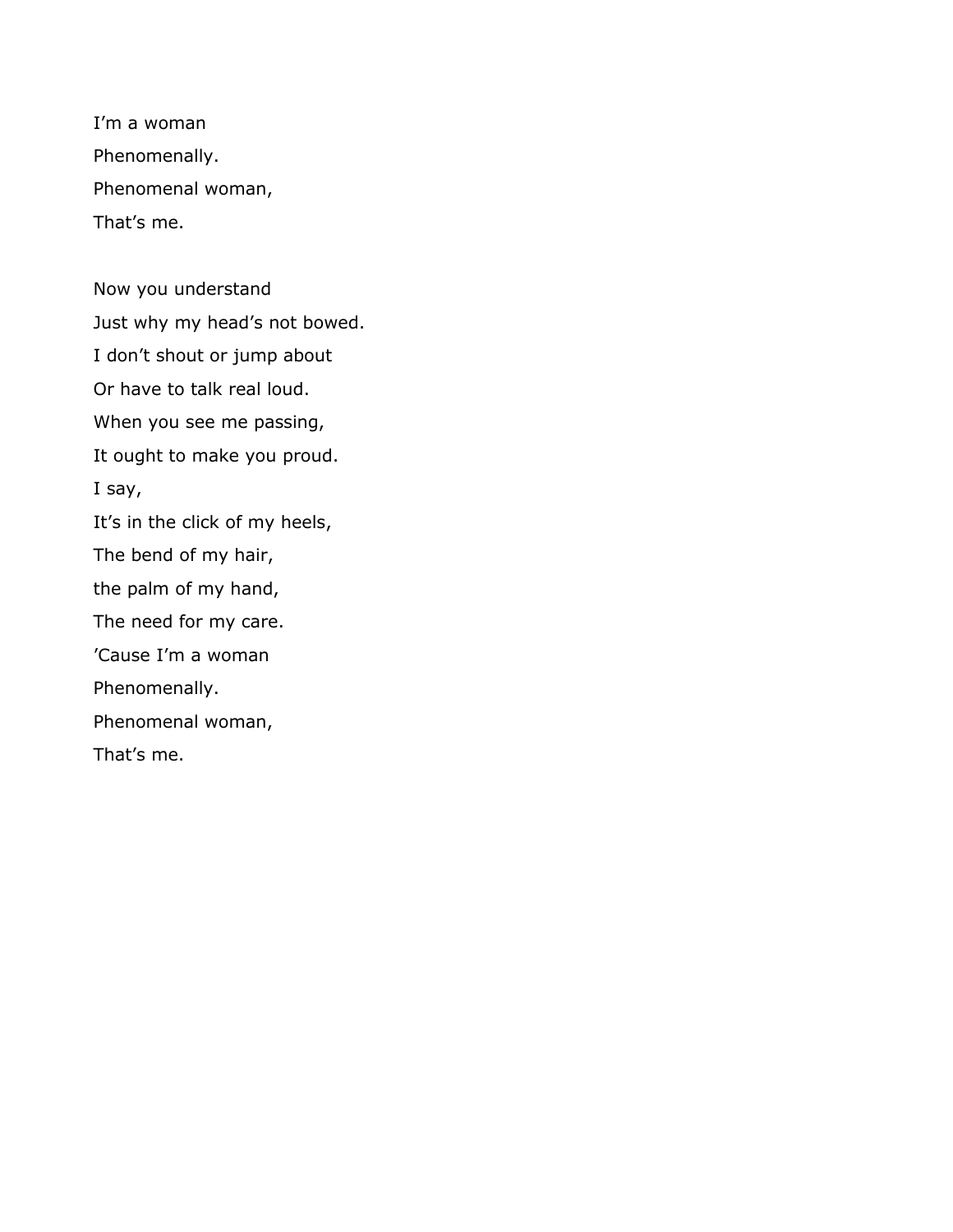I'm a woman
Phenomenally.
Phenomenal woman,
That's me.

Now you understand
Just why my head's not bowed.
I don't shout or jump about
Or have to talk real loud.
When you see me passing,
It ought to make you proud.
I say,
It's in the click of my heels,
The bend of my hair,
the palm of my hand,
The need for my care.
'Cause I'm a woman
Phenomenally.
Phenomenal woman,
That's me.